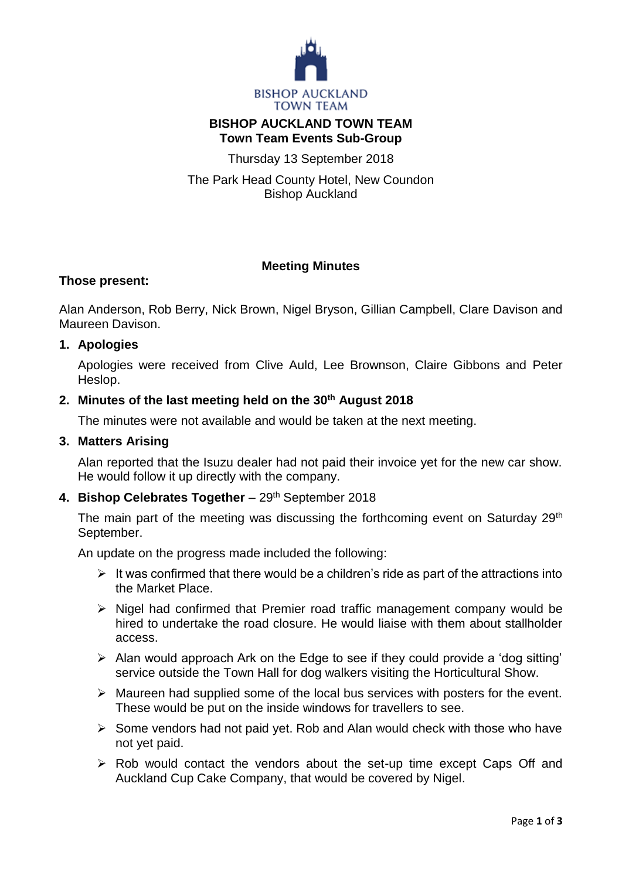BISHOP AUCKLAND TOWN TEAM

# BISHOP AUCKLAND TOWN TEAM
## Town Team Events Sub-Group

Thursday 13 September 2018

The Park Head County Hotel, New Coundon
Bishop Auckland

### Meeting Minutes

**Those present:**

Alan Anderson, Rob Berry, Nick Brown, Nigel Bryson, Gillian Campbell, Clare Davison and Maureen Davison.

1. **Apologies**

   Apologies were received from Clive Auld, Lee Brownson, Claire Gibbons and Peter Heslop.

2. **Minutes of the last meeting held on the 30th August 2018**

   The minutes were not available and would be taken at the next meeting.

3. **Matters Arising**

   Alan reported that the Isuzu dealer had not paid their invoice yet for the new car show. He would follow it up directly with the company.

4. **Bishop Celebrates Together** – 29th September 2018

   The main part of the meeting was discussing the forthcoming event on Saturday 29th September.

   An update on the progress made included the following:

   - It was confirmed that there would be a children's ride as part of the attractions into the Market Place.
   - Nigel had confirmed that Premier road traffic management company would be hired to undertake the road closure. He would liaise with them about stallholder access.
   - Alan would approach Ark on the Edge to see if they could provide a 'dog sitting' service outside the Town Hall for dog walkers visiting the Horticultural Show.
   - Maureen had supplied some of the local bus services with posters for the event. These would be put on the inside windows for travellers to see.
   - Some vendors had not paid yet. Rob and Alan would check with those who have not yet paid.
   - Rob would contact the vendors about the set-up time except Caps Off and Auckland Cup Cake Company, that would be covered by Nigel.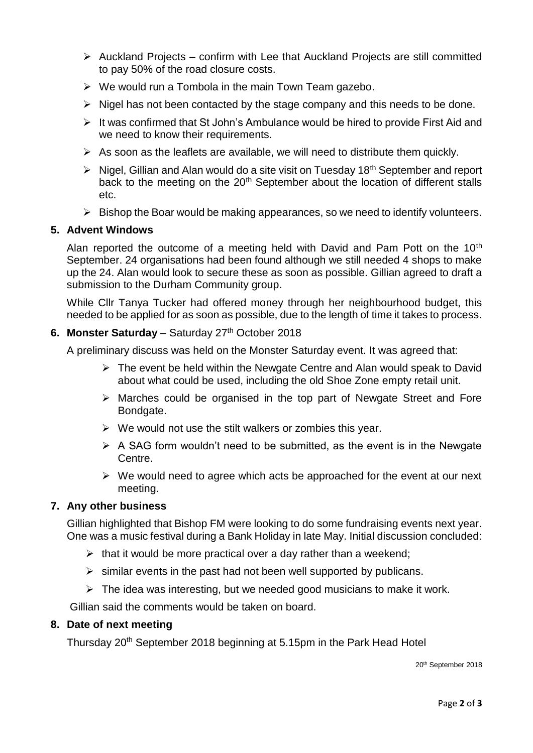- Auckland Projects – confirm with Lee that Auckland Projects are still committed to pay 50% of the road closure costs.
- We would run a Tombola in the main Town Team gazebo.
- Nigel has not been contacted by the stage company and this needs to be done.
- It was confirmed that St John's Ambulance would be hired to provide First Aid and we need to know their requirements.
- As soon as the leaflets are available, we will need to distribute them quickly.
- Nigel, Gillian and Alan would do a site visit on Tuesday 18th September and report back to the meeting on the 20th September about the location of different stalls etc.
- Bishop the Boar would be making appearances, so we need to identify volunteers.

## 5. Advent Windows

Alan reported the outcome of a meeting held with David and Pam Pott on the 10th September. 24 organisations had been found although we still needed 4 shops to make up the 24. Alan would look to secure these as soon as possible. Gillian agreed to draft a submission to the Durham Community group.

While Cllr Tanya Tucker had offered money through her neighbourhood budget, this needed to be applied for as soon as possible, due to the length of time it takes to process.

## 6. Monster Saturday – Saturday 27th October 2018

A preliminary discuss was held on the Monster Saturday event. It was agreed that:

- The event be held within the Newgate Centre and Alan would speak to David about what could be used, including the old Shoe Zone empty retail unit.
- Marches could be organised in the top part of Newgate Street and Fore Bondgate.
- We would not use the stilt walkers or zombies this year.
- A SAG form wouldn't need to be submitted, as the event is in the Newgate Centre.
- We would need to agree which acts be approached for the event at our next meeting.

## 7. Any other business

Gillian highlighted that Bishop FM were looking to do some fundraising events next year. One was a music festival during a Bank Holiday in late May. Initial discussion concluded:

- that it would be more practical over a day rather than a weekend;
- similar events in the past had not been well supported by publicans.
- The idea was interesting, but we needed good musicians to make it work.

Gillian said the comments would be taken on board.

## 8. Date of next meeting

Thursday 20th September 2018 beginning at 5.15pm in the Park Head Hotel

20th September 2018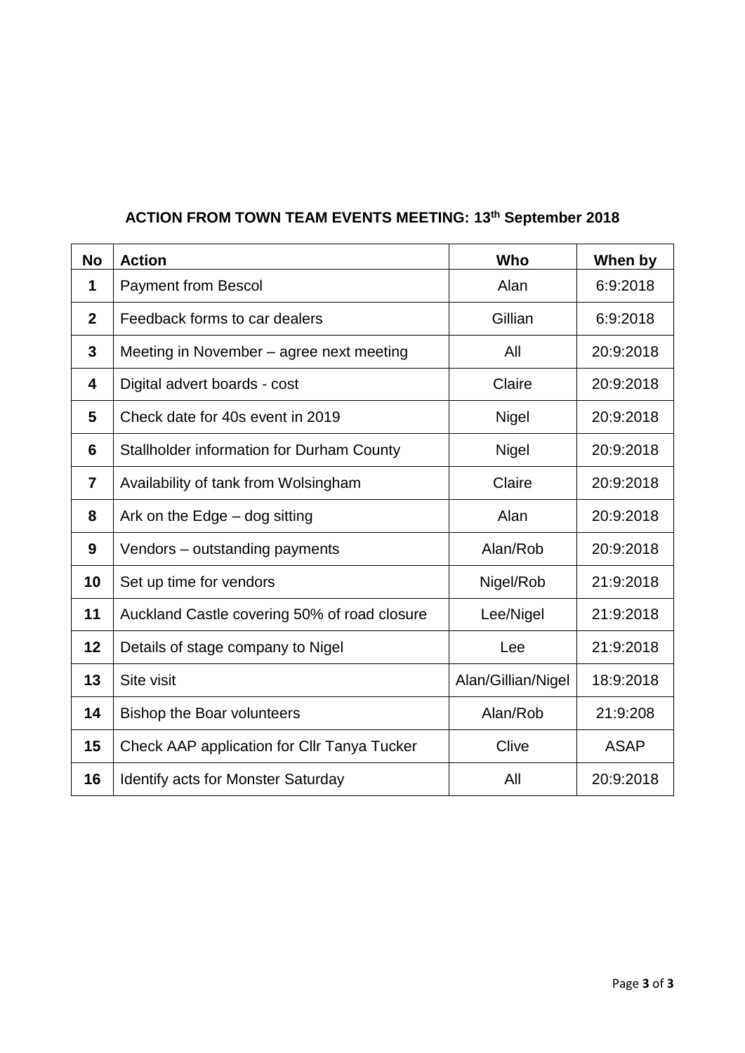## ACTION FROM TOWN TEAM EVENTS MEETING: 13th September 2018

| No | Action | Who | When by |
|---|---|---|---|
| 1 | Payment from Bescol | Alan | 6:9:2018 |
| 2 | Feedback forms to car dealers | Gillian | 6:9:2018 |
| 3 | Meeting in November – agree next meeting | All | 20:9:2018 |
| 4 | Digital advert boards - cost | Claire | 20:9:2018 |
| 5 | Check date for 40s event in 2019 | Nigel | 20:9:2018 |
| 6 | Stallholder information for Durham County | Nigel | 20:9:2018 |
| 7 | Availability of tank from Wolsingham | Claire | 20:9:2018 |
| 8 | Ark on the Edge – dog sitting | Alan | 20:9:2018 |
| 9 | Vendors – outstanding payments | Alan/Rob | 20:9:2018 |
| 10 | Set up time for vendors | Nigel/Rob | 21:9:2018 |
| 11 | Auckland Castle covering 50% of road closure | Lee/Nigel | 21:9:2018 |
| 12 | Details of stage company to Nigel | Lee | 21:9:2018 |
| 13 | Site visit | Alan/Gillian/Nigel | 18:9:2018 |
| 14 | Bishop the Boar volunteers | Alan/Rob | 21:9:208 |
| 15 | Check AAP application for Cllr Tanya Tucker | Clive | ASAP |
| 16 | Identify acts for Monster Saturday | All | 20:9:2018 |